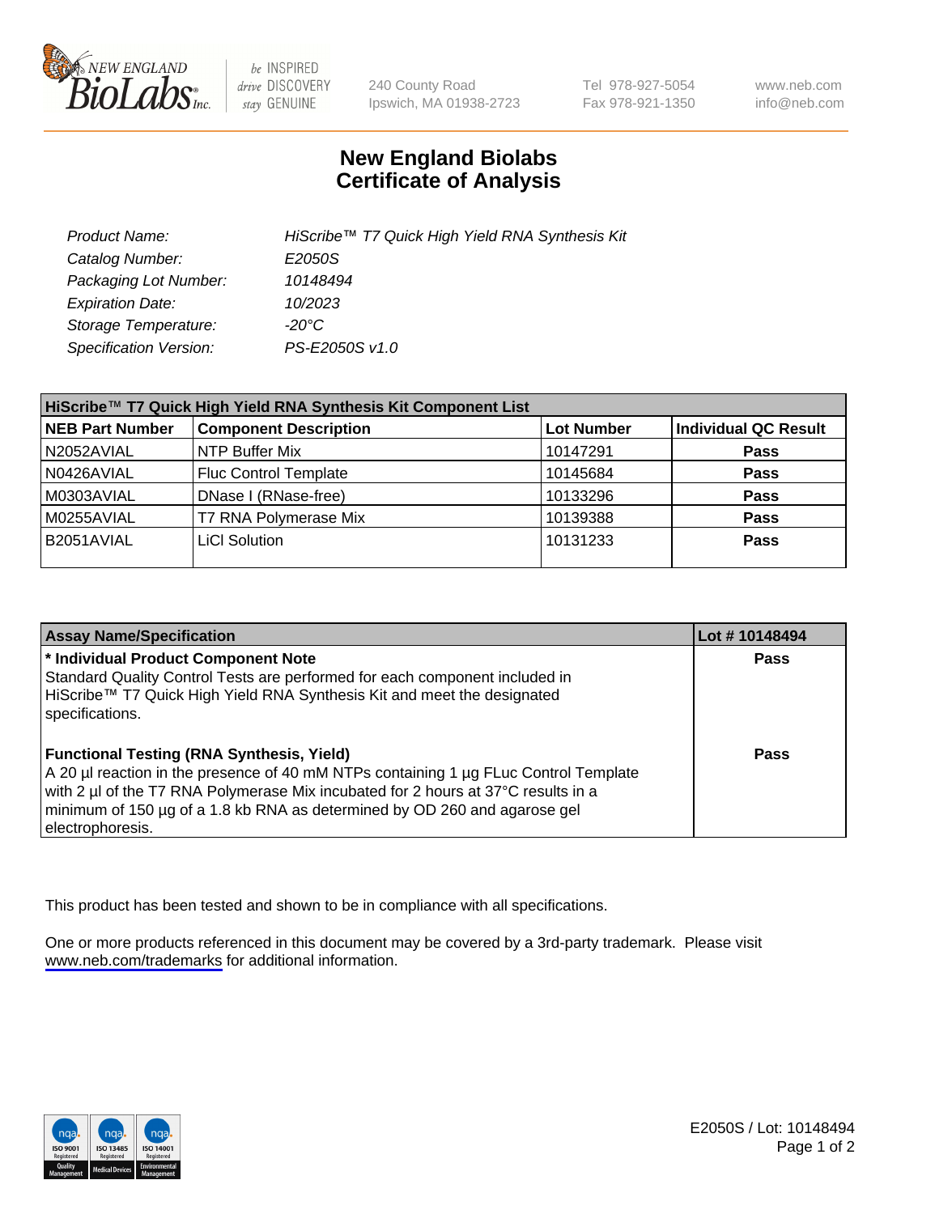# New England Biolabs
## Certificate of Analysis

| | |
|---|---|
| *Product Name:* | *HiScribe™ T7 Quick High Yield RNA Synthesis Kit* |
| *Catalog Number:* | *E2050S* |
| *Packaging Lot Number:* | *10148494* |
| *Expiration Date:* | *10/2023* |
| *Storage Temperature:* | *-20°C* |
| *Specification Version:* | *PS-E2050S v1.0* |

| HiScribe™ T7 Quick High Yield RNA Synthesis Kit Component List | | | |
|---|---|---|---|
| **NEB Part Number** | **Component Description** | **Lot Number** | **Individual QC Result** |
| N2052AVIAL | NTP Buffer Mix | 10147291 | **Pass** |
| N0426AVIAL | Fluc Control Template | 10145684 | **Pass** |
| M0303AVIAL | DNase I (RNase-free) | 10133296 | **Pass** |
| M0255AVIAL | T7 RNA Polymerase Mix | 10139388 | **Pass** |
| B2051AVIAL | LiCl Solution | 10131233 | **Pass** |

| Assay Name/Specification | Lot # 10148494 |
|---|---|
| **\* Individual Product Component Note**<br>Standard Quality Control Tests are performed for each component included in HiScribe™ T7 Quick High Yield RNA Synthesis Kit and meet the designated specifications. | **Pass** |
| **Functional Testing (RNA Synthesis, Yield)**<br>A 20 µl reaction in the presence of 40 mM NTPs containing 1 µg FLuc Control Template with 2 µl of the T7 RNA Polymerase Mix incubated for 2 hours at 37°C results in a minimum of 150 µg of a 1.8 kb RNA as determined by OD 260 and agarose gel electrophoresis. | **Pass** |

This product has been tested and shown to be in compliance with all specifications.

One or more products referenced in this document may be covered by a 3rd-party trademark. Please visit www.neb.com/trademarks for additional information.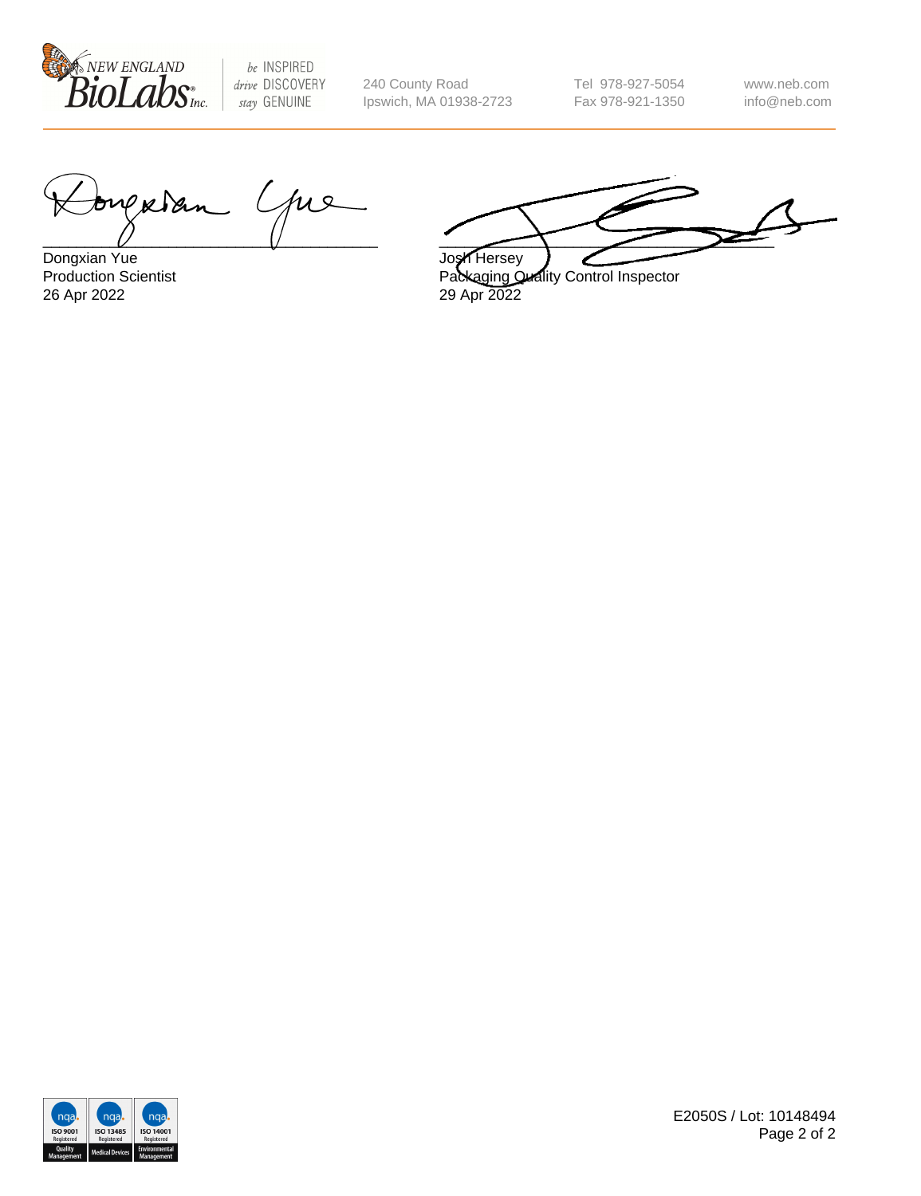NEW ENGLAND BioLabs® Inc. — be INSPIRED drive DISCOVERY stay GENUINE

240 County Road
Ipswich, MA 01938-2723

Tel 978-927-5054
Fax 978-921-1350

www.neb.com
info@neb.com

Dongxian Yue
Production Scientist
26 Apr 2022

Josh Hersey
Packaging Quality Control Inspector
29 Apr 2022

E2050S / Lot: 10148494